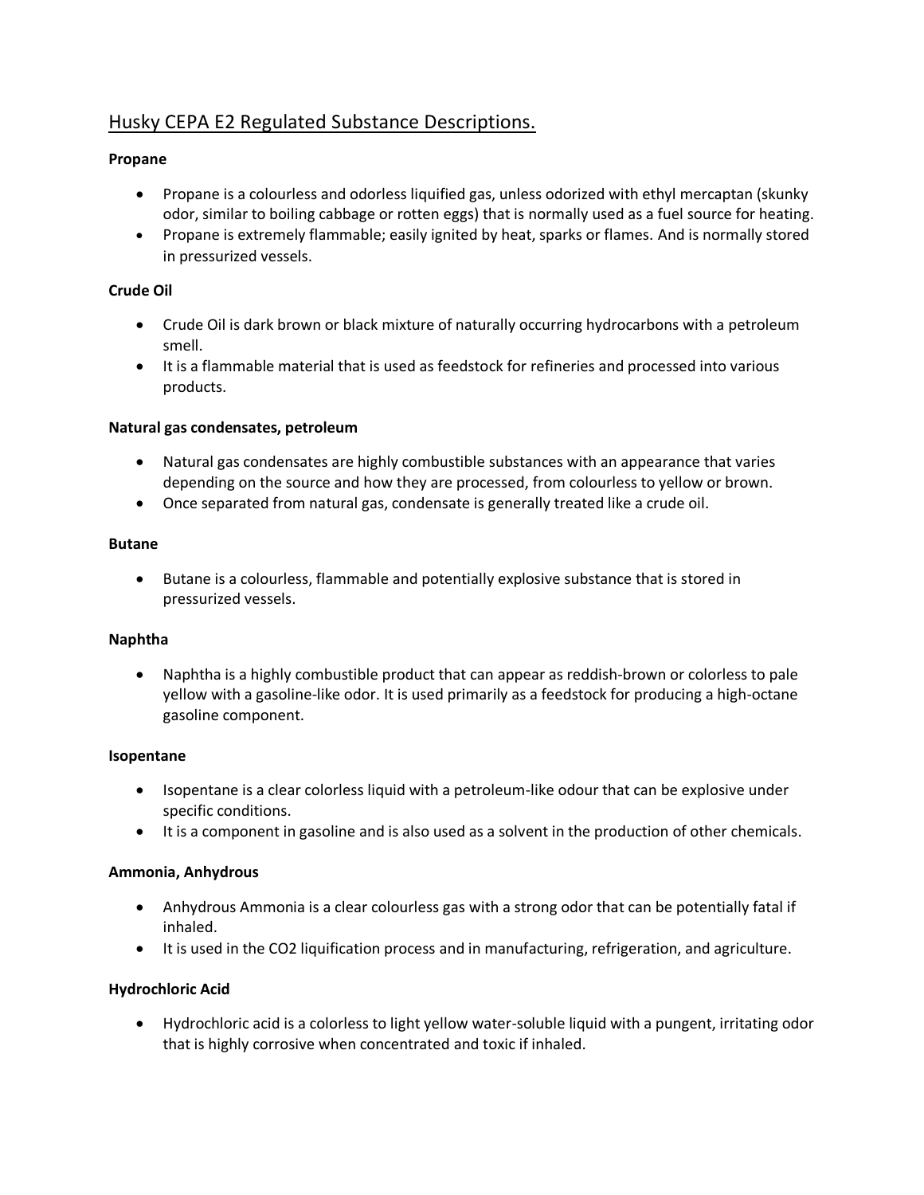# Husky CEPA E2 Regulated Substance Descriptions.

**Propane**

- Propane is a colourless and odorless liquified gas, unless odorized with ethyl mercaptan (skunky odor, similar to boiling cabbage or rotten eggs) that is normally used as a fuel source for heating.
- Propane is extremely flammable; easily ignited by heat, sparks or flames. And is normally stored in pressurized vessels.

**Crude Oil**

- Crude Oil is dark brown or black mixture of naturally occurring hydrocarbons with a petroleum smell.
- It is a flammable material that is used as feedstock for refineries and processed into various products.

**Natural gas condensates, petroleum**

- Natural gas condensates are highly combustible substances with an appearance that varies depending on the source and how they are processed, from colourless to yellow or brown.
- Once separated from natural gas, condensate is generally treated like a crude oil.

**Butane**

- Butane is a colourless, flammable and potentially explosive substance that is stored in pressurized vessels.

**Naphtha**

- Naphtha is a highly combustible product that can appear as reddish-brown or colorless to pale yellow with a gasoline-like odor. It is used primarily as a feedstock for producing a high-octane gasoline component.

**Isopentane**

- Isopentane is a clear colorless liquid with a petroleum-like odour that can be explosive under specific conditions.
- It is a component in gasoline and is also used as a solvent in the production of other chemicals.

**Ammonia, Anhydrous**

- Anhydrous Ammonia is a clear colourless gas with a strong odor that can be potentially fatal if inhaled.
- It is used in the $CO_2$ liquification process and in manufacturing, refrigeration, and agriculture.

**Hydrochloric Acid**

- Hydrochloric acid is a colorless to light yellow water-soluble liquid with a pungent, irritating odor that is highly corrosive when concentrated and toxic if inhaled.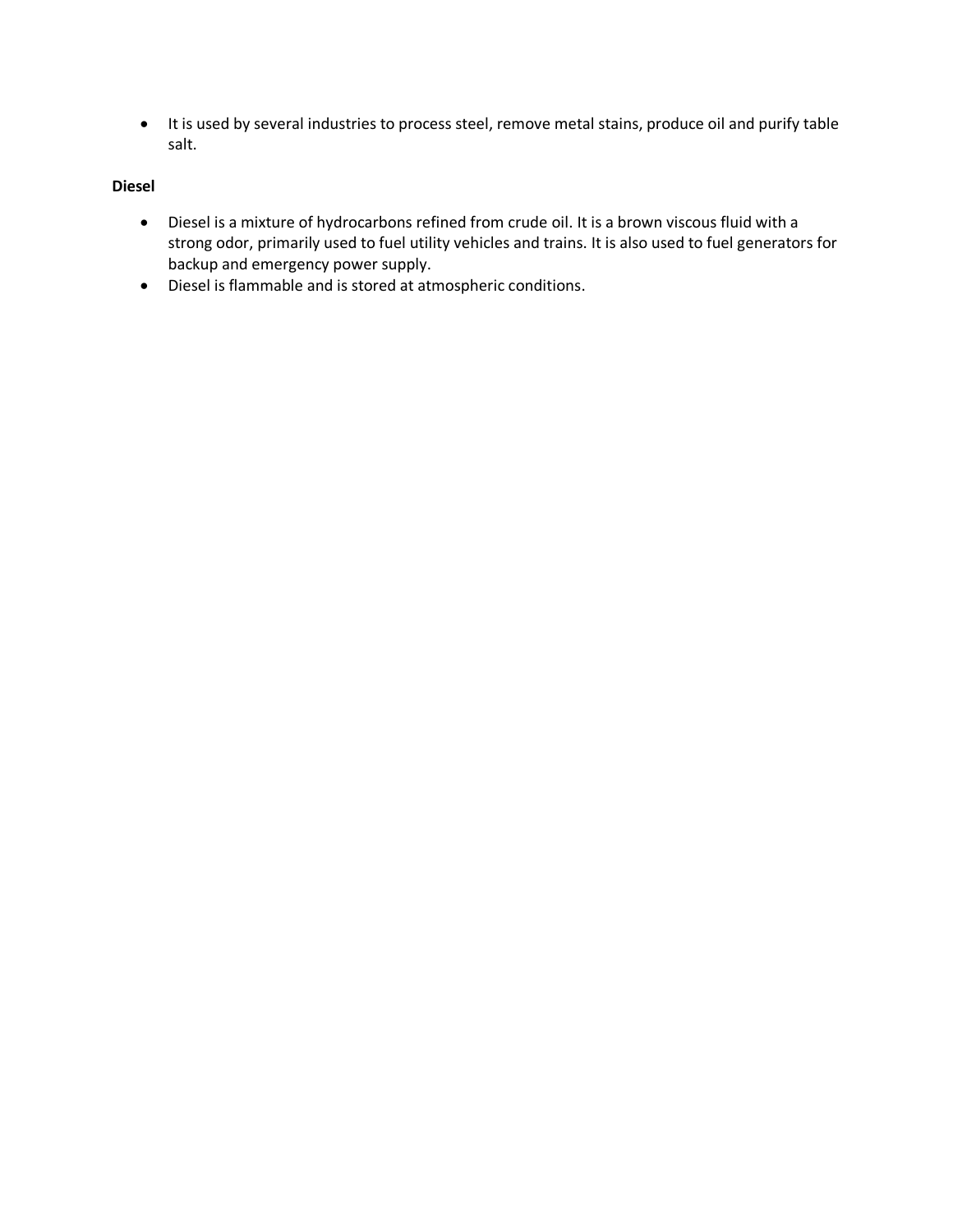- It is used by several industries to process steel, remove metal stains, produce oil and purify table salt.

**Diesel**

- Diesel is a mixture of hydrocarbons refined from crude oil. It is a brown viscous fluid with a strong odor, primarily used to fuel utility vehicles and trains. It is also used to fuel generators for backup and emergency power supply.
- Diesel is flammable and is stored at atmospheric conditions.